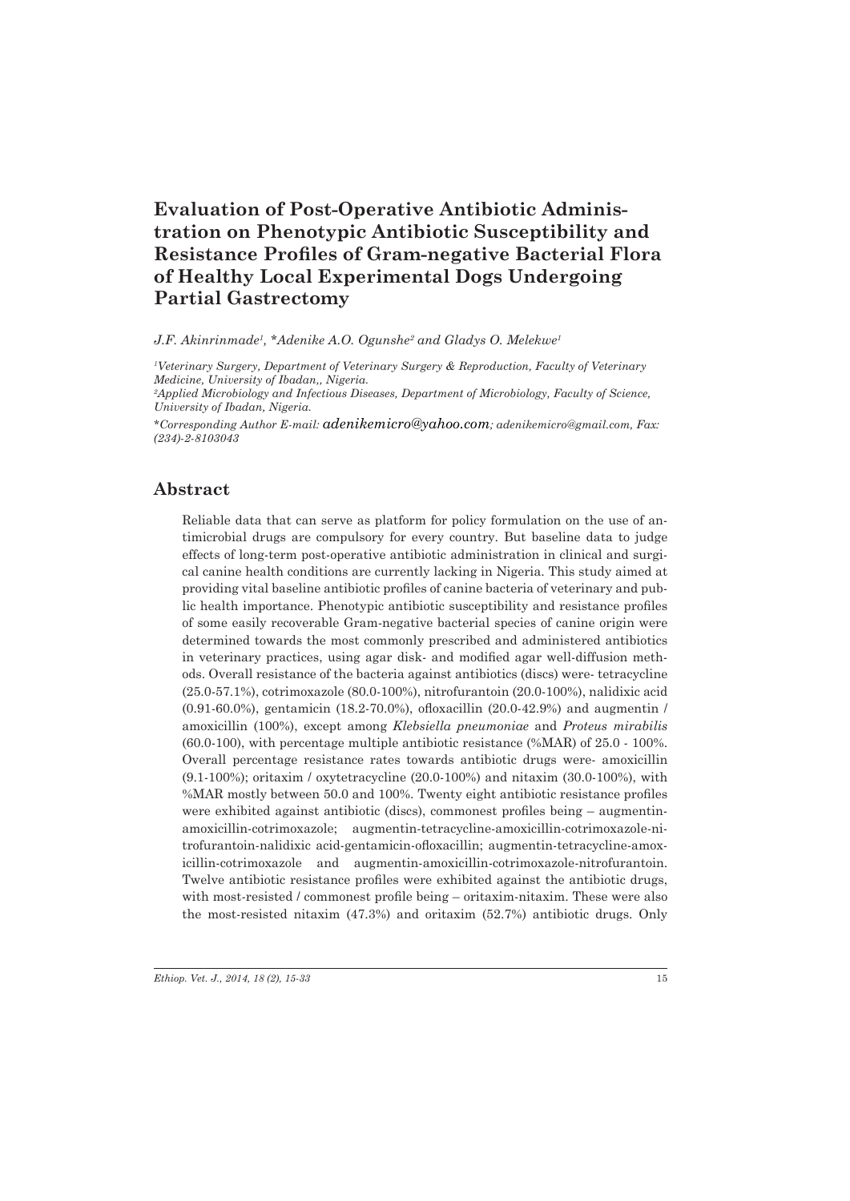# Evaluation of Post-Operative Antibiotic Administration on Phenotypic Antibiotic Susceptibility and Resistance Profiles of Gram-negative Bacterial Flora of Healthy Local Experimental Dogs Undergoing Partial Gastrectomy

*J.F. Akinrinmade[1], \*Adenike A.O. Ogunshe[2] and Gladys O. Melekwe[1]*

[1]*Veterinary Surgery, Department of Veterinary Surgery & Reproduction, Faculty of Veterinary Medicine, University of Ibadan,, Nigeria.*

[2]*Applied Microbiology and Infectious Diseases, Department of Microbiology, Faculty of Science, University of Ibadan, Nigeria.*

\**Corresponding Author E-mail: adenikemicro@yahoo.com; adenikemicro@gmail.com, Fax: (234)-2-8103043*

## Abstract

Reliable data that can serve as platform for policy formulation on the use of antimicrobial drugs are compulsory for every country. But baseline data to judge effects of long-term post-operative antibiotic administration in clinical and surgical canine health conditions are currently lacking in Nigeria. This study aimed at providing vital baseline antibiotic profiles of canine bacteria of veterinary and public health importance. Phenotypic antibiotic susceptibility and resistance profiles of some easily recoverable Gram-negative bacterial species of canine origin were determined towards the most commonly prescribed and administered antibiotics in veterinary practices, using agar disk- and modified agar well-diffusion methods. Overall resistance of the bacteria against antibiotics (discs) were- tetracycline (25.0-57.1%), cotrimoxazole (80.0-100%), nitrofurantoin (20.0-100%), nalidixic acid (0.91-60.0%), gentamicin (18.2-70.0%), ofloxacillin (20.0-42.9%) and augmentin / amoxicillin (100%), except among *Klebsiella pneumoniae* and *Proteus mirabilis* (60.0-100), with percentage multiple antibiotic resistance (%MAR) of 25.0 - 100%. Overall percentage resistance rates towards antibiotic drugs were- amoxicillin (9.1-100%); oritaxim / oxytetracycline (20.0-100%) and nitaxim (30.0-100%), with %MAR mostly between 50.0 and 100%. Twenty eight antibiotic resistance profiles were exhibited against antibiotic (discs), commonest profiles being – augmentin-amoxicillin-cotrimoxazole; augmentin-tetracycline-amoxicillin-cotrimoxazole-nitrofurantoin-nalidixic acid-gentamicin-ofloxacillin; augmentin-tetracycline-amoxicillin-cotrimoxazole and augmentin-amoxicillin-cotrimoxazole-nitrofurantoin. Twelve antibiotic resistance profiles were exhibited against the antibiotic drugs, with most-resisted / commonest profile being – oritaxim-nitaxim. These were also the most-resisted nitaxim (47.3%) and oritaxim (52.7%) antibiotic drugs. Only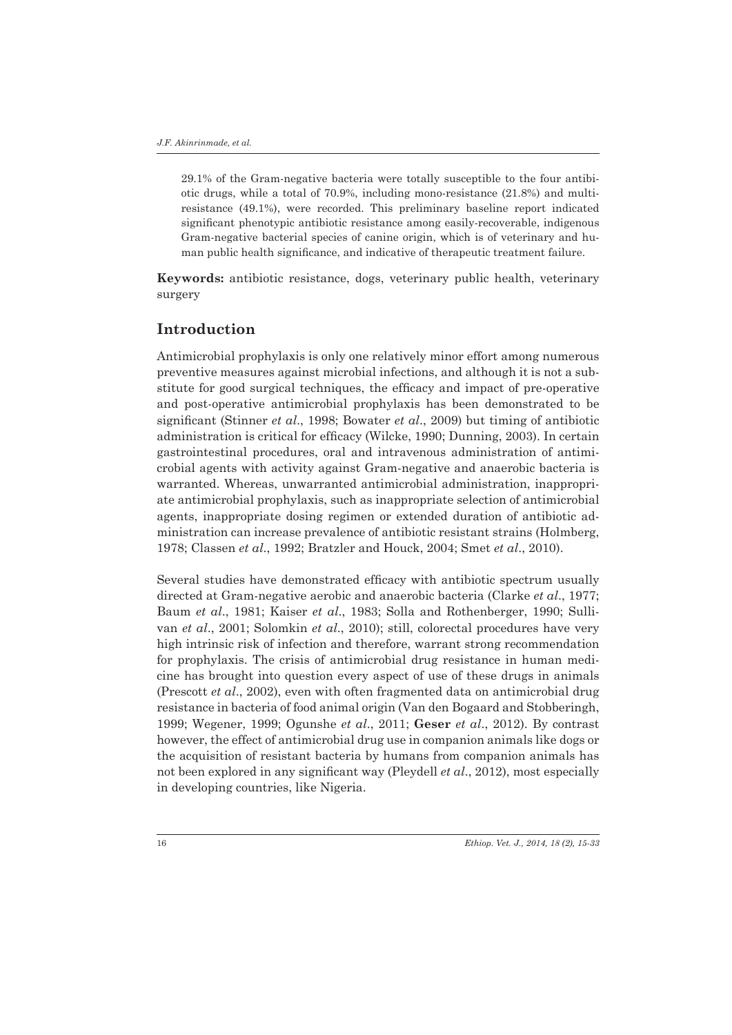29.1% of the Gram-negative bacteria were totally susceptible to the four antibiotic drugs, while a total of 70.9%, including mono-resistance (21.8%) and multiresistance (49.1%), were recorded. This preliminary baseline report indicated significant phenotypic antibiotic resistance among easily-recoverable, indigenous Gram-negative bacterial species of canine origin, which is of veterinary and human public health significance, and indicative of therapeutic treatment failure.

**Keywords:** antibiotic resistance, dogs, veterinary public health, veterinary surgery

## Introduction

Antimicrobial prophylaxis is only one relatively minor effort among numerous preventive measures against microbial infections, and although it is not a substitute for good surgical techniques, the efficacy and impact of pre-operative and post-operative antimicrobial prophylaxis has been demonstrated to be significant (Stinner *et al*., 1998; Bowater *et al*., 2009) but timing of antibiotic administration is critical for efficacy (Wilcke, 1990; Dunning, 2003). In certain gastrointestinal procedures, oral and intravenous administration of antimicrobial agents with activity against Gram-negative and anaerobic bacteria is warranted. Whereas, unwarranted antimicrobial administration, inappropriate antimicrobial prophylaxis, such as inappropriate selection of antimicrobial agents, inappropriate dosing regimen or extended duration of antibiotic administration can increase prevalence of antibiotic resistant strains (Holmberg, 1978; Classen *et al*., 1992; Bratzler and Houck, 2004; Smet *et al*., 2010).

Several studies have demonstrated efficacy with antibiotic spectrum usually directed at Gram-negative aerobic and anaerobic bacteria (Clarke *et al*., 1977; Baum *et al*., 1981; Kaiser *et al*., 1983; Solla and Rothenberger, 1990; Sullivan *et al*., 2001; Solomkin *et al*., 2010); still, colorectal procedures have very high intrinsic risk of infection and therefore, warrant strong recommendation for prophylaxis. The crisis of antimicrobial drug resistance in human medicine has brought into question every aspect of use of these drugs in animals (Prescott *et al*., 2002), even with often fragmented data on antimicrobial drug resistance in bacteria of food animal origin (Van den Bogaard and Stobberingh, 1999; Wegener, 1999; Ogunshe *et al*., 2011; **Geser** *et al*., 2012). By contrast however, the effect of antimicrobial drug use in companion animals like dogs or the acquisition of resistant bacteria by humans from companion animals has not been explored in any significant way (Pleydell *et al*., 2012), most especially in developing countries, like Nigeria.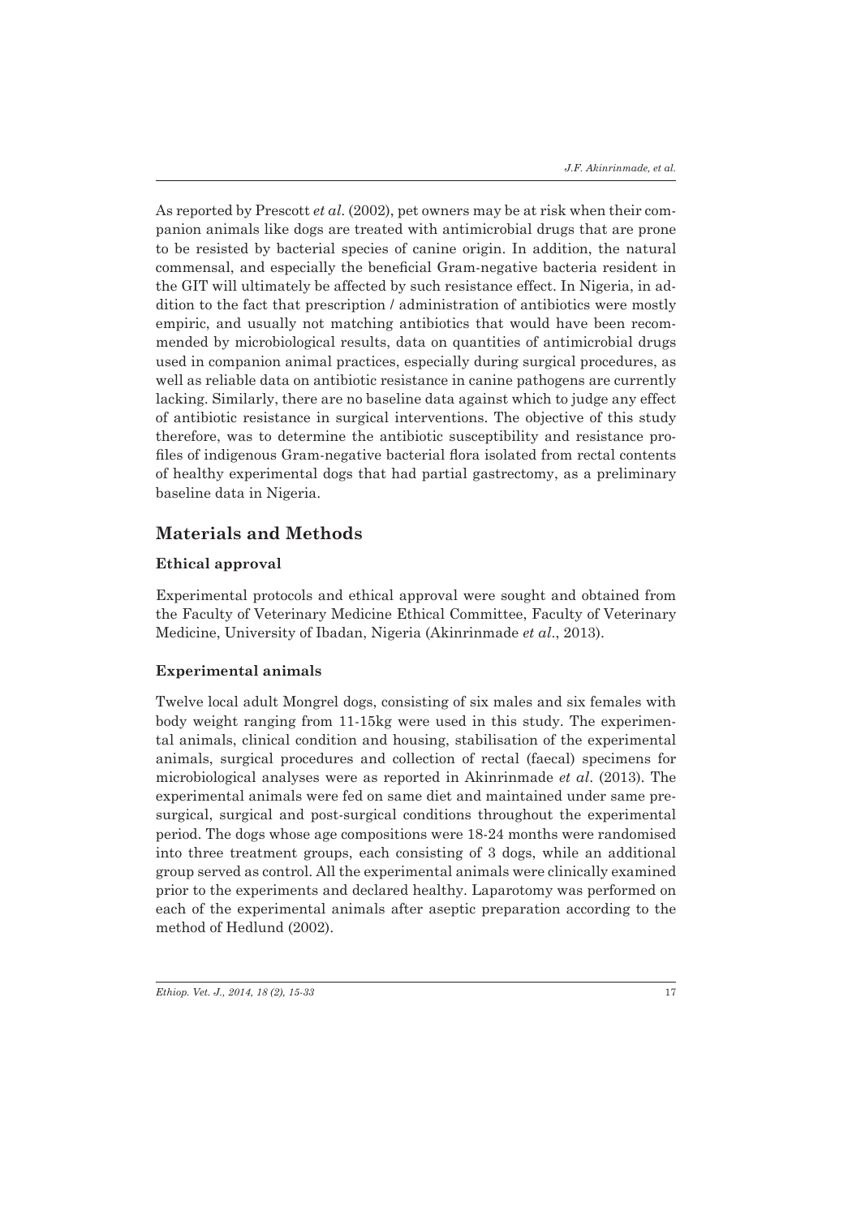As reported by Prescott *et al*. (2002), pet owners may be at risk when their companion animals like dogs are treated with antimicrobial drugs that are prone to be resisted by bacterial species of canine origin. In addition, the natural commensal, and especially the beneficial Gram-negative bacteria resident in the GIT will ultimately be affected by such resistance effect. In Nigeria, in addition to the fact that prescription / administration of antibiotics were mostly empiric, and usually not matching antibiotics that would have been recommended by microbiological results, data on quantities of antimicrobial drugs used in companion animal practices, especially during surgical procedures, as well as reliable data on antibiotic resistance in canine pathogens are currently lacking. Similarly, there are no baseline data against which to judge any effect of antibiotic resistance in surgical interventions. The objective of this study therefore, was to determine the antibiotic susceptibility and resistance profiles of indigenous Gram-negative bacterial flora isolated from rectal contents of healthy experimental dogs that had partial gastrectomy, as a preliminary baseline data in Nigeria.

## Materials and Methods

### Ethical approval

Experimental protocols and ethical approval were sought and obtained from the Faculty of Veterinary Medicine Ethical Committee, Faculty of Veterinary Medicine, University of Ibadan, Nigeria (Akinrinmade *et al*., 2013).

### Experimental animals

Twelve local adult Mongrel dogs, consisting of six males and six females with body weight ranging from 11-15kg were used in this study. The experimental animals, clinical condition and housing, stabilisation of the experimental animals, surgical procedures and collection of rectal (faecal) specimens for microbiological analyses were as reported in Akinrinmade *et al*. (2013). The experimental animals were fed on same diet and maintained under same pre-surgical, surgical and post-surgical conditions throughout the experimental period. The dogs whose age compositions were 18-24 months were randomised into three treatment groups, each consisting of 3 dogs, while an additional group served as control. All the experimental animals were clinically examined prior to the experiments and declared healthy. Laparotomy was performed on each of the experimental animals after aseptic preparation according to the method of Hedlund (2002).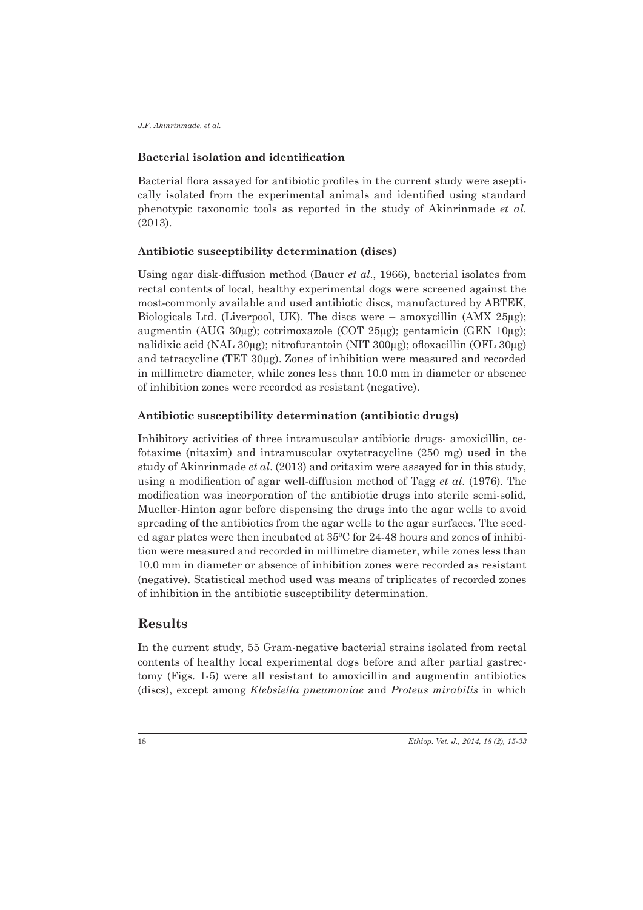### Bacterial isolation and identification

Bacterial flora assayed for antibiotic profiles in the current study were aseptically isolated from the experimental animals and identified using standard phenotypic taxonomic tools as reported in the study of Akinrinmade *et al.* (2013).

### Antibiotic susceptibility determination (discs)

Using agar disk-diffusion method (Bauer *et al.*, 1966), bacterial isolates from rectal contents of local, healthy experimental dogs were screened against the most-commonly available and used antibiotic discs, manufactured by ABTEK, Biologicals Ltd. (Liverpool, UK). The discs were – amoxycillin (AMX 25μg); augmentin (AUG 30μg); cotrimoxazole (COT 25μg); gentamicin (GEN 10μg); nalidixic acid (NAL 30μg); nitrofurantoin (NIT 300μg); ofloxacillin (OFL 30μg) and tetracycline (TET 30μg). Zones of inhibition were measured and recorded in millimetre diameter, while zones less than 10.0 mm in diameter or absence of inhibition zones were recorded as resistant (negative).

### Antibiotic susceptibility determination (antibiotic drugs)

Inhibitory activities of three intramuscular antibiotic drugs- amoxicillin, cefotaxime (nitaxim) and intramuscular oxytetracycline (250 mg) used in the study of Akinrinmade *et al.* (2013) and oritaxim were assayed for in this study, using a modification of agar well-diffusion method of Tagg *et al.* (1976). The modification was incorporation of the antibiotic drugs into sterile semi-solid, Mueller-Hinton agar before dispensing the drugs into the agar wells to avoid spreading of the antibiotics from the agar wells to the agar surfaces. The seeded agar plates were then incubated at 35$^0$C for 24-48 hours and zones of inhibition were measured and recorded in millimetre diameter, while zones less than 10.0 mm in diameter or absence of inhibition zones were recorded as resistant (negative). Statistical method used was means of triplicates of recorded zones of inhibition in the antibiotic susceptibility determination.

## Results

In the current study, 55 Gram-negative bacterial strains isolated from rectal contents of healthy local experimental dogs before and after partial gastrectomy (Figs. 1-5) were all resistant to amoxicillin and augmentin antibiotics (discs), except among *Klebsiella pneumoniae* and *Proteus mirabilis* in which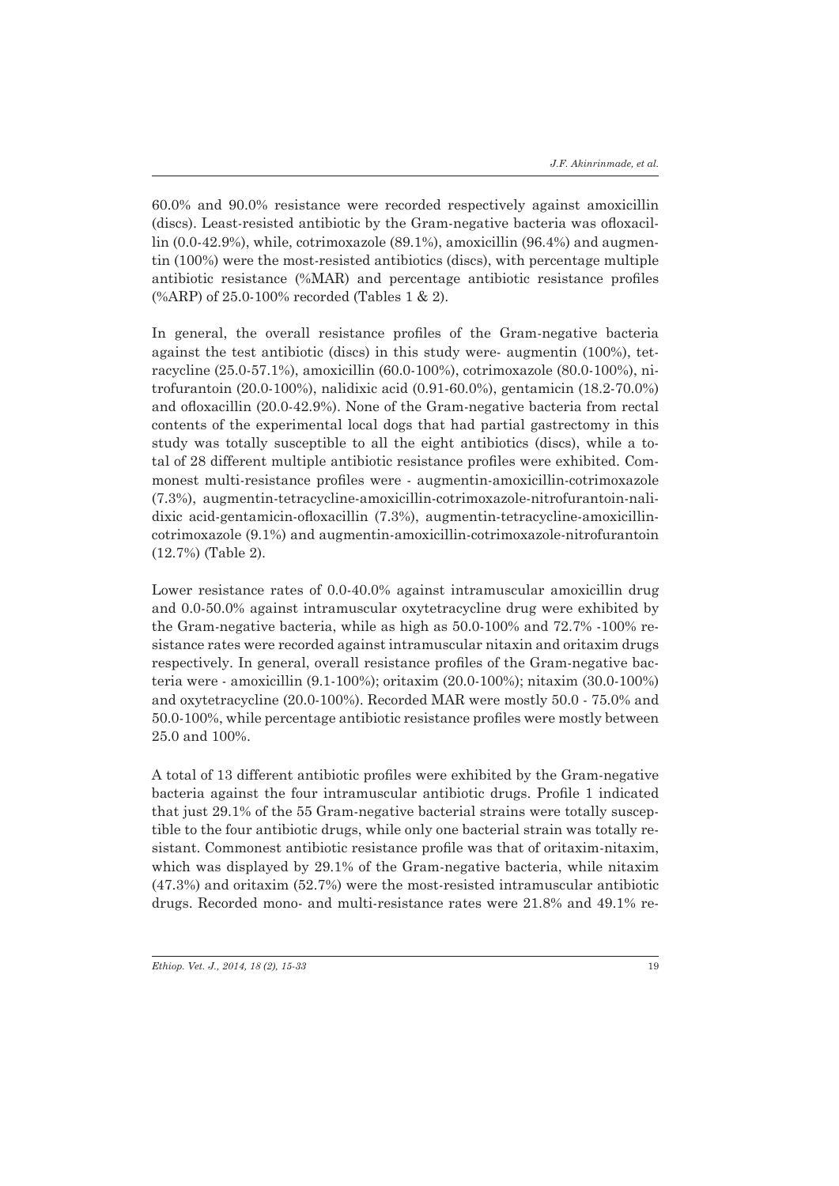60.0% and 90.0% resistance were recorded respectively against amoxicillin (discs). Least-resisted antibiotic by the Gram-negative bacteria was ofloxacillin (0.0-42.9%), while, cotrimoxazole (89.1%), amoxicillin (96.4%) and augmentin (100%) were the most-resisted antibiotics (discs), with percentage multiple antibiotic resistance (%MAR) and percentage antibiotic resistance profiles (%ARP) of 25.0-100% recorded (Tables 1 & 2).

In general, the overall resistance profiles of the Gram-negative bacteria against the test antibiotic (discs) in this study were- augmentin (100%), tetracycline (25.0-57.1%), amoxicillin (60.0-100%), cotrimoxazole (80.0-100%), nitrofurantoin (20.0-100%), nalidixic acid (0.91-60.0%), gentamicin (18.2-70.0%) and ofloxacillin (20.0-42.9%). None of the Gram-negative bacteria from rectal contents of the experimental local dogs that had partial gastrectomy in this study was totally susceptible to all the eight antibiotics (discs), while a total of 28 different multiple antibiotic resistance profiles were exhibited. Commonest multi-resistance profiles were - augmentin-amoxicillin-cotrimoxazole (7.3%), augmentin-tetracycline-amoxicillin-cotrimoxazole-nitrofurantoin-nalidixic acid-gentamicin-ofloxacillin (7.3%), augmentin-tetracycline-amoxicillin-cotrimoxazole (9.1%) and augmentin-amoxicillin-cotrimoxazole-nitrofurantoin (12.7%) (Table 2).

Lower resistance rates of 0.0-40.0% against intramuscular amoxicillin drug and 0.0-50.0% against intramuscular oxytetracycline drug were exhibited by the Gram-negative bacteria, while as high as 50.0-100% and 72.7% -100% resistance rates were recorded against intramuscular nitaxin and oritaxim drugs respectively. In general, overall resistance profiles of the Gram-negative bacteria were - amoxicillin (9.1-100%); oritaxim (20.0-100%); nitaxim (30.0-100%) and oxytetracycline (20.0-100%). Recorded MAR were mostly 50.0 - 75.0% and 50.0-100%, while percentage antibiotic resistance profiles were mostly between 25.0 and 100%.

A total of 13 different antibiotic profiles were exhibited by the Gram-negative bacteria against the four intramuscular antibiotic drugs. Profile 1 indicated that just 29.1% of the 55 Gram-negative bacterial strains were totally susceptible to the four antibiotic drugs, while only one bacterial strain was totally resistant. Commonest antibiotic resistance profile was that of oritaxim-nitaxim, which was displayed by 29.1% of the Gram-negative bacteria, while nitaxim (47.3%) and oritaxim (52.7%) were the most-resisted intramuscular antibiotic drugs. Recorded mono- and multi-resistance rates were 21.8% and 49.1% re-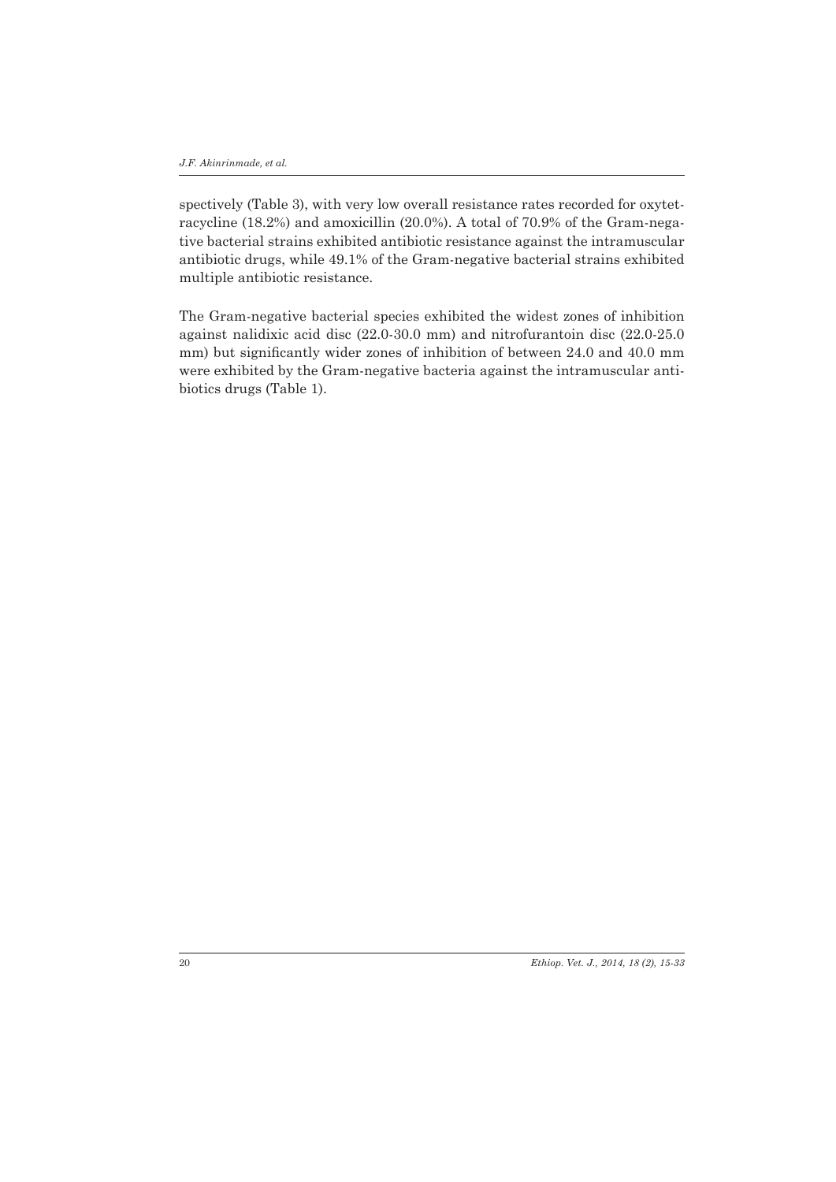spectively (Table 3), with very low overall resistance rates recorded for oxytetracycline (18.2%) and amoxicillin (20.0%). A total of 70.9% of the Gram-negative bacterial strains exhibited antibiotic resistance against the intramuscular antibiotic drugs, while 49.1% of the Gram-negative bacterial strains exhibited multiple antibiotic resistance.

The Gram-negative bacterial species exhibited the widest zones of inhibition against nalidixic acid disc (22.0-30.0 mm) and nitrofurantoin disc (22.0-25.0 mm) but significantly wider zones of inhibition of between 24.0 and 40.0 mm were exhibited by the Gram-negative bacteria against the intramuscular antibiotics drugs (Table 1).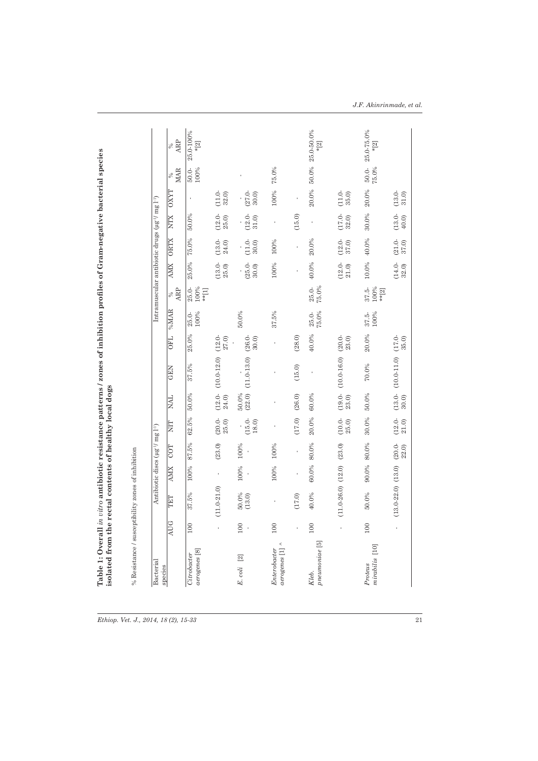**Table 1: Overall *in vitro* antibiotic resistance patterns / zones of inhibition profiles of Gram-negative bacterial species isolated from the rectal contents of healthy local dogs**

% Resistance / susceptibility zones of inhibition

| Bacterial species | Antibiotic discs (µg$^{-1}$/ mg l$^{-1}$) | | | | | | | | | Intramuscular antibiotic drugs (µg$^{-1}$/ mg l$^{-1}$) | | | | | |
|---|---|---|---|---|---|---|---|---|---|---|---|---|---|---|---|
| | AUG | TET | AMX | COT | NIT | NAL | GEN | OFL | %MAR | % ARP | AMX | ORTX | NTX | OXYT | % MAR | % ARP |
| *Citrobacter aerogenes* [8] | 100 | 37.5% | 100% | 87.5% | 62.5% | 50.0% | 37.5% | 25.0% | 25.0-100% | 25.0-100% **[1] | 25.0% | 75.0% | 50.0% | - | 50.0-100% | 25.0-100% *[2] |
| | - | (11.0-21.0) | - | (23.0) | (20.0-25.0) | (12.0-24.0) | (10.0-12.0) | (12.0-27.0) | | | (13.0-25.0) | (13.0-24.0) | (12.0-25.0) | (11.0-32.0) | | |
| *E. coli* [2] | 100 | 50.0% | 100% | 100% | - | 50.0% | - | - | 50.0% | | - | - | - | - | - | |
| | - | (13.0) | - | - | (15.0-18.0) | (22.0) | (11.0-13.0) | (26.0-30.0) | | | (25.0-30.0) | (11.0-30.0) | (12.0-31.0) | (27.0-30.0) | | |
| *Enterobacter aerogenes* [1] ^ | 100 | - | 100% | 100% | - | - | - | - | 37.5% | | 100% | 100% | - | 100% | 75.0% | |
| | - | (17.0) | - | - | (17.0) | (26.0) | (15.0) | (28.0) | | | - | - | (15.0) | - | | |
| *Kleb. pneumoniae* [5] | 100 | 40.0% | 60.0% | 80.0% | 20.0% | 60.0% | - | 40.0% | 25.0-75.0% | 25.0-75.0% | 40.0% | 20.0% | - | 20.0% | 50.0% | 25.0-50.0% *[2] |
| | - | (11.0-26.0) | (12.0) | (23.0) | (10.0-25.0) | (19.0-23.0) | (10.0-16.0) | (20.0-23.0) | | | (12.0-21.0) | (12.0-37.0) | (17.0-32.0) | (11.0-35.0) | | |
| *Proteus mirabilis* [10] | 100 | 50.0% | 90.0% | 80.0% | 30.0% | 50.0% | 70.0% | 20.0% | 37.5-100% | 37.5-100% **[2] | 10.0% | 40.0% | 30.0% | 20.0% | 50.0-75.0% | 25.0-75.0% *[2] |
| | - | (13.0-22.0) | (13.0) | (20.0-22.0) | (12.0-21.0) | (13.0-30.0) | (10.0-11.0) | (17.0-35.0) | | | (14.0-32.0) | (21.0-37.0) | (13.0-40.0) | (13.0-31.0) | | |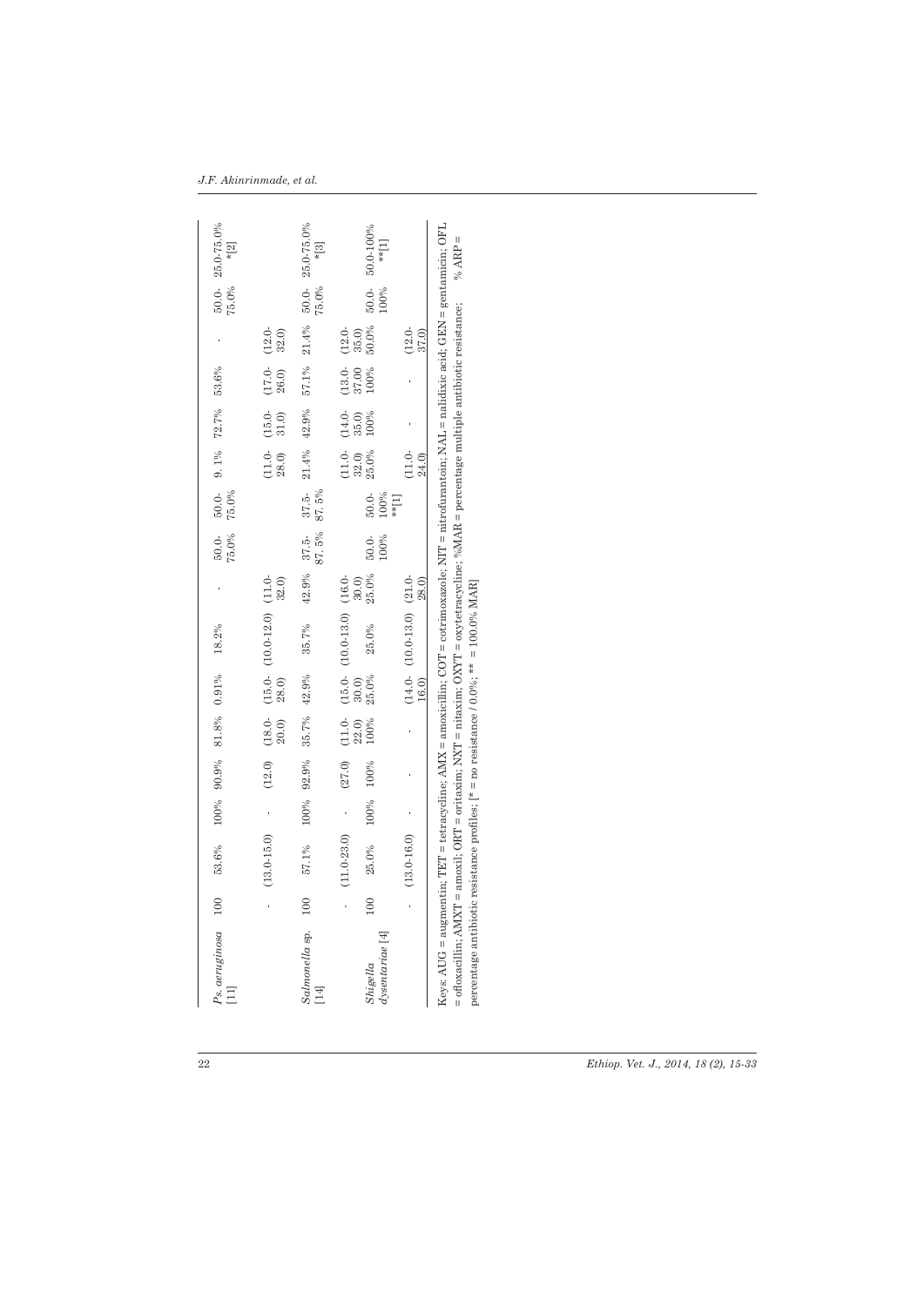| | | | | | | | | | | | | | | | |
|---|---|---|---|---|---|---|---|---|---|---|---|---|---|---|---|
| *Ps. aeruginosa* [11] | 100 | 53.6% | 100% | 90.9% | 81.8% | 0.91% | 18.2% | - | 50.0-75.0% | 50.0-75.0% | 9.1% | 72.7% | 53.6% | - | 50.0-75.0% | 25.0-75.0% *[2] |
| | - | (13.0-15.0) | - | (12.0) | (18.0-20.0) | (15.0-28.0) | (10.0-12.0) | (11.0-32.0) | | | (11.0-28.0) | (15.0-31.0) | (17.0-26.0) | (12.0-32.0) | | |
| *Salmonella* sp. [14] | 100 | 57.1% | 100% | 92.9% | 35.7% | 42.9% | 35.7% | 42.9% | 37.5-87.5% | 37.5-87.5% | 21.4% | 42.9% | 57.1% | 21.4% | 50.0-75.0% | 25.0-75.0% *[3] |
| | - | (11.0-23.0) | - | (27.0) | (11.0-22.0) | (15.0-30.0) | (10.0-13.0) | (16.0-30.0) | | | (11.0-32.0) | (14.0-35.0) | (13.0-37.00) | (12.0-35.0) | | |
| *Shigella dysentariae* [4] | 100 | 25.0% | 100% | 100% | 100% | 25.0% | 25.0% | 25.0% | 50.0-100% | 50.0-100% **[1] | 25.0% | 100% | 100% | 50.0% | 50.0-100% | 50.0-100% **[1] |
| | - | (13.0-16.0) | - | - | - | (14.0-16.0) | (10.0-13.0) | (21.0-28.0) | | | (11.0-24.0) | - | - | (12.0-37.0) | | |

Keys: AUG = augmentin; TET = tetracycline; AMX = amoxicillin; COT = cotrimoxazole; NIT = nitrofurantoin; NAL = nalidixic acid; GEN = gentamicin; OFL = ofloxacillin; AMXT = amoxil; ORT = oritaxim; NXT = nitaxim; OXYT = oxytetracycline; %MAR = percentage multiple antibiotic resistance; % ARP = percentage antibiotic resistance profiles; [* = no resistance / 0.0%; ** = 100.0% MAR]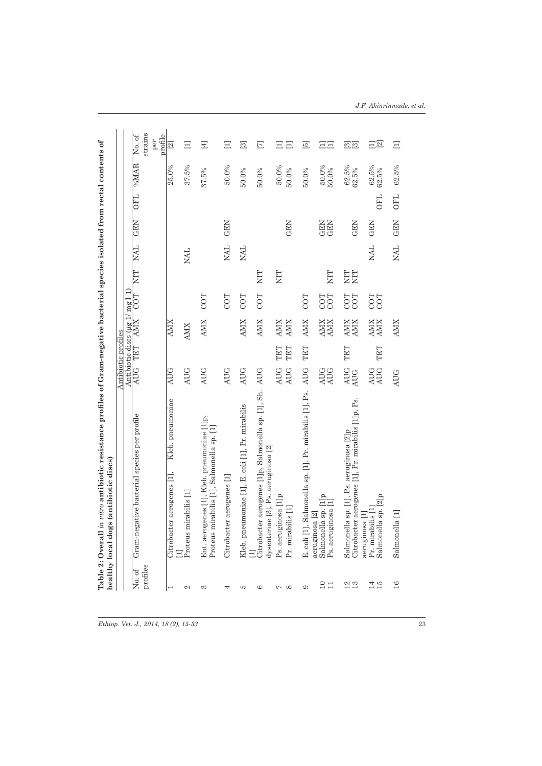**Table 2: Overall *in vitro* antibiotic resistance profiles of Gram-negative bacterial species isolated from rectal contents of healthy local dogs (antibiotic discs)**

| No. of profiles | Gram-negative bacterial species per profile | Antibiotic profiles | | | | | | | | %MAR | No. of strains per profile |
|---|---|---|---|---|---|---|---|---|---|---|---|
| | | Antibiotic discs (µg-1/mg l-1) | | | | | | | | | |
| | | AUG | TET | AMX | COT | NIT | NAL | GEN | OFL | | |
| 1 | Citrobacter aerogenes [1], Kleb. pneumoniae [1] | AUG | | AMX | | | | | | 25.0% | [2] |
| 2 | Proteus mirabilis [1] | AUG | | AMX | | | NAL | | | 37.5% | [1] |
| 3 | Ent. aerogenes [1], Kleb. pneumoniae [1]p, Proteus mirabilis [1], Salmonella sp. [1] | AUG | | AMX | COT | | | | | 37.5% | [4] |
| 4 | Citrobacter aerogenes [1] | AUG | | | COT | | NAL | GEN | | 50.0% | [1] |
| 5 | Kleb. pneumoniae [1], E. coli [1], Pr. mirabilis [1] | AUG | | AMX | COT | | NAL | | | 50.0% | [3] |
| 6 | Citrobacter aerogenes [1]p, Salmonella sp. [1], Sh. dysenteriae [3], Ps. aeruginosa [2] | AUG | | AMX | COT | NIT | | | | 50.0% | [7] |
| 7 | Ps. aeruginosa [1]p | AUG | TET | AMX | | NIT | | | | 50.0% | [1] |
| 8 | Pr. mirabilis [1] | AUG | TET | AMX | | | | GEN | | 50.0% | [1] |
| 9 | E. coli [1], Salmonella sp. [1], Pr. mirabilis [1], Ps. aeruginosa [2] | AUG | TET | AMX | COT | | | | | 50.0% | [5] |
| 10 | Salmonella sp. [1]p | AUG | | AMX | COT | | | GEN | | 50.0% | [1] |
| 11 | Ps. aeruginosa [1] | AUG | | AMX | COT | NIT | | GEN | | 50.0% | [1] |
| 12 | Salmonella sp. [1], Ps. aeruginosa [2]p | AUG | TET | AMX | COT | NIT | | | | 62.5% | [3] |
| 13 | Citrobacter aerogenes [1], Pr. mirabilis [1]p, Ps. aeruginosa [1] | AUG | | AMX | COT | NIT | | GEN | | 62.5% | [3] |
| 14 | Pr. mirabilis [1] | AUG | | AMX | COT | | NAL | GEN | | 62.5% | [1] |
| 15 | Salmonella sp. [2]p | AUG | TET | AMX | COT | | | | OFL | 62.5% | [2] |
| 16 | Salmonella [1] | AUG | | AMX | | | NAL | GEN | OFL | 62.5% | [1] |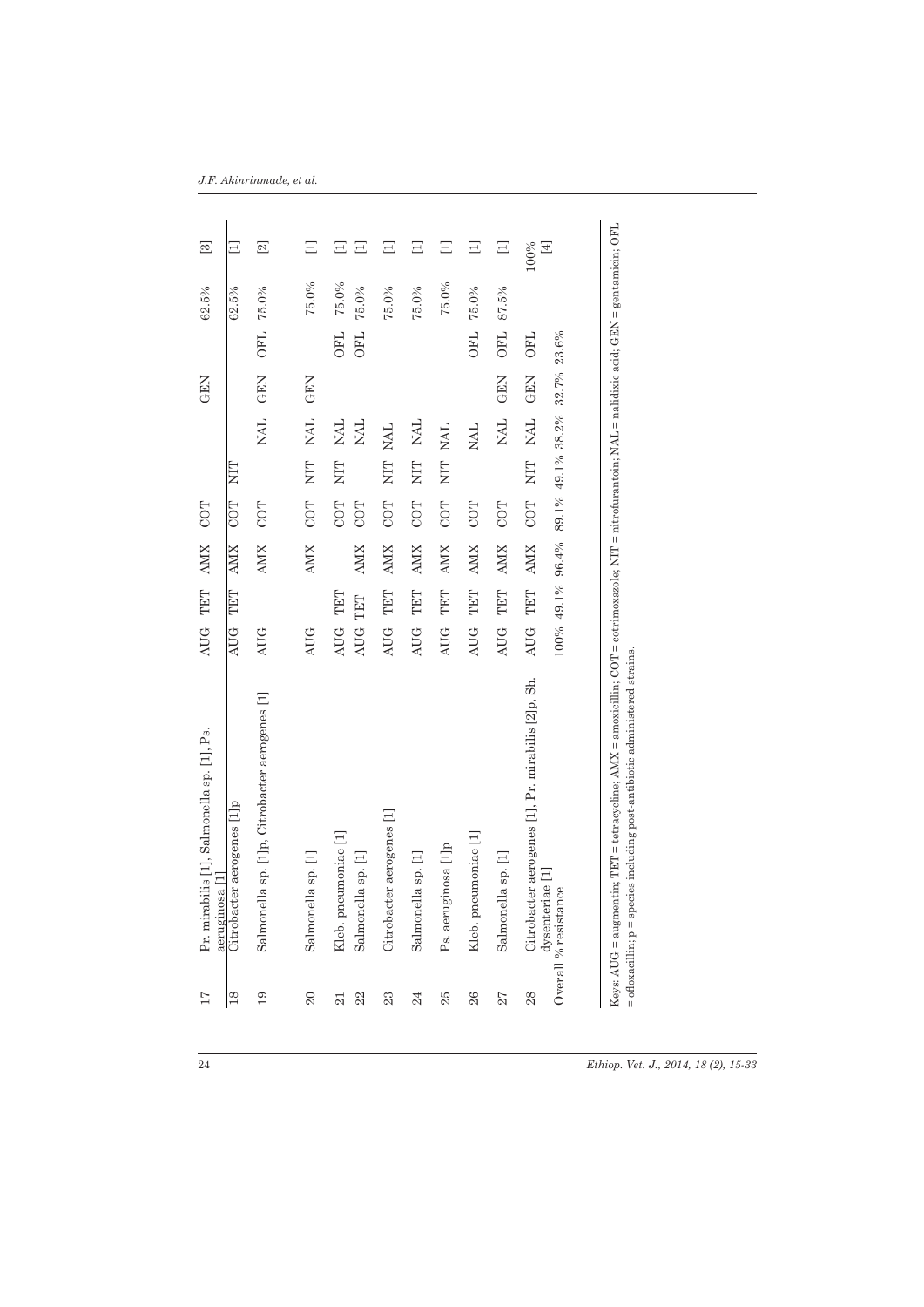| 17 | Pr. mirabilis [1], Salmonella sp. [1], Ps. aeruginosa [1] | AUG | TET | AMX | COT | | | GEN | | 62.5% | [3] |
|---|---|---|---|---|---|---|---|---|---|---|---|
| 18 | Citrobacter aerogenes [1]p | AUG | TET | AMX | COT | NIT | | | | 62.5% | [1] |
| 19 | Salmonella sp. [1]p, Citrobacter aerogenes [1] | AUG | | AMX | COT | | NAL | GEN | OFL | 75.0% | [2] |
| 20 | Salmonella sp. [1] | AUG | | AMX | COT | NIT | NAL | GEN | | 75.0% | [1] |
| 21 | Kleb. pneumoniae [1] | AUG | TET | | COT | NIT | NAL | | OFL | 75.0% | [1] |
| 22 | Salmonella sp. [1] | AUG | TET | AMX | COT | | NAL | | OFL | 75.0% | [1] |
| 23 | Citrobacter aerogenes [1] | AUG | TET | AMX | COT | NIT | NAL | | | 75.0% | [1] |
| 24 | Salmonella sp. [1] | AUG | TET | AMX | COT | NIT | NAL | | | 75.0% | [1] |
| 25 | Ps. aeruginosa [1]p | AUG | TET | AMX | COT | NIT | NAL | | | 75.0% | [1] |
| 26 | Kleb. pneumoniae [1] | AUG | TET | AMX | COT | | NAL | | OFL | 75.0% | [1] |
| 27 | Salmonella sp. [1] | AUG | TET | AMX | COT | | NAL | GEN | OFL | 87.5% | [1] |
| 28 | Citrobacter aerogenes [1], Pr. mirabilis [2]p, Sh. dysenteriae [1] | AUG | TET | AMX | COT | NIT | NAL | GEN | OFL | 100% | [4] |
| Overall % resistance | | 100% | 49.1% | 96.4% | 89.1% | 49.1% | 38.2% | 32.7% | 23.6% | | |

Keys: AUG = augmentin; TET = tetracycline; AMX = amoxicillin; COT = cotrimoxazole; NIT = nitrofurantoin; NAL = nalidixic acid; GEN = gentamicin; OFL = ofloxacillin; p = species including post-antibiotic administered strains.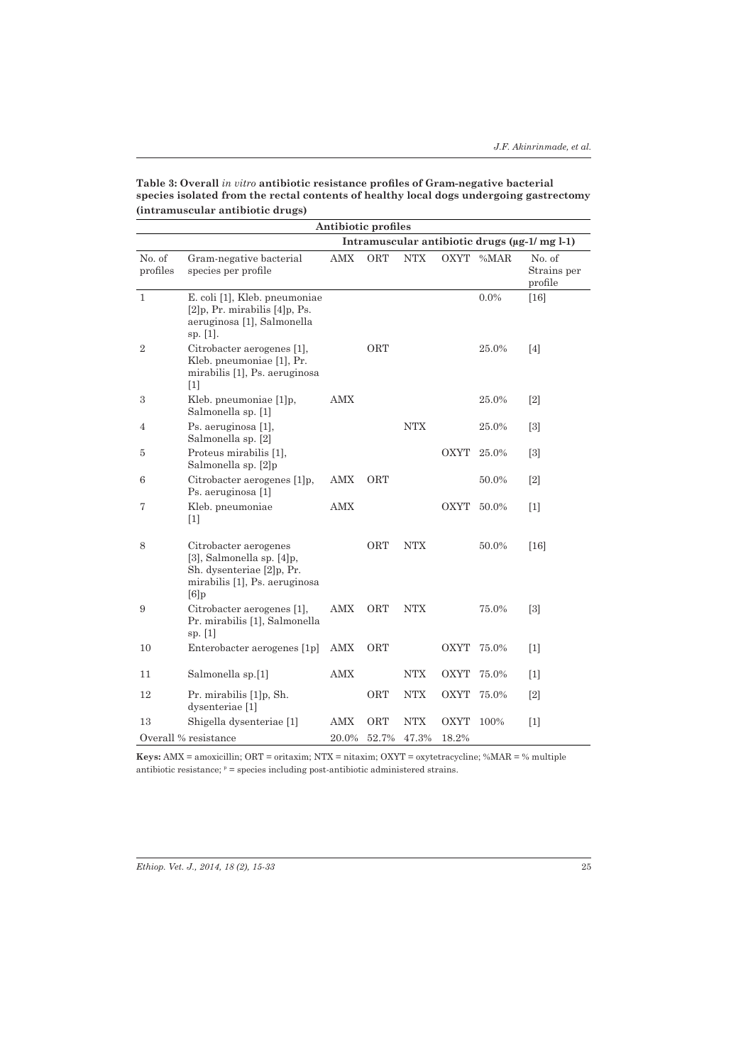**Table 3: Overall *in vitro* antibiotic resistance profiles of Gram-negative bacterial species isolated from the rectal contents of healthy local dogs undergoing gastrectomy (intramuscular antibiotic drugs)**

| Antibiotic profiles | | | | | | | |
|---|---|---|---|---|---|---|---|
| | | Intramuscular antibiotic drugs (µg-1/ mg l-1) | | | | | |
| No. of profiles | Gram-negative bacterial species per profile | AMX | ORT | NTX | OXYT | %MAR | No. of Strains per profile |
| 1 | E. coli [1], Kleb. pneumoniae [2]p, Pr. mirabilis [4]p, Ps. aeruginosa [1], Salmonella sp. [1]. | | | | | 0.0% | [16] |
| 2 | Citrobacter aerogenes [1], Kleb. pneumoniae [1], Pr. mirabilis [1], Ps. aeruginosa [1] | | ORT | | | 25.0% | [4] |
| 3 | Kleb. pneumoniae [1]p, Salmonella sp. [1] | AMX | | | | 25.0% | [2] |
| 4 | Ps. aeruginosa [1], Salmonella sp. [2] | | | NTX | | 25.0% | [3] |
| 5 | Proteus mirabilis [1], Salmonella sp. [2]p | | | | OXYT | 25.0% | [3] |
| 6 | Citrobacter aerogenes [1]p, Ps. aeruginosa [1] | AMX | ORT | | | 50.0% | [2] |
| 7 | Kleb. pneumoniae [1] | AMX | | | OXYT | 50.0% | [1] |
| 8 | Citrobacter aerogenes [3], Salmonella sp. [4]p, Sh. dysenteriae [2]p, Pr. mirabilis [1], Ps. aeruginosa [6]p | | ORT | NTX | | 50.0% | [16] |
| 9 | Citrobacter aerogenes [1], Pr. mirabilis [1], Salmonella sp. [1] | AMX | ORT | NTX | | 75.0% | [3] |
| 10 | Enterobacter aerogenes [1p] | AMX | ORT | | OXYT | 75.0% | [1] |
| 11 | Salmonella sp.[1] | AMX | | NTX | OXYT | 75.0% | [1] |
| 12 | Pr. mirabilis [1]p, Sh. dysenteriae [1] | | ORT | NTX | OXYT | 75.0% | [2] |
| 13 | Shigella dysenteriae [1] | AMX | ORT | NTX | OXYT | 100% | [1] |
| Overall % resistance | | 20.0% | 52.7% | 47.3% | 18.2% | | |

**Keys:** AMX = amoxicillin; ORT = oritaxim; NTX = nitaxim; OXYT = oxytetracycline; %MAR = % multiple antibiotic resistance; p = species including post-antibiotic administered strains.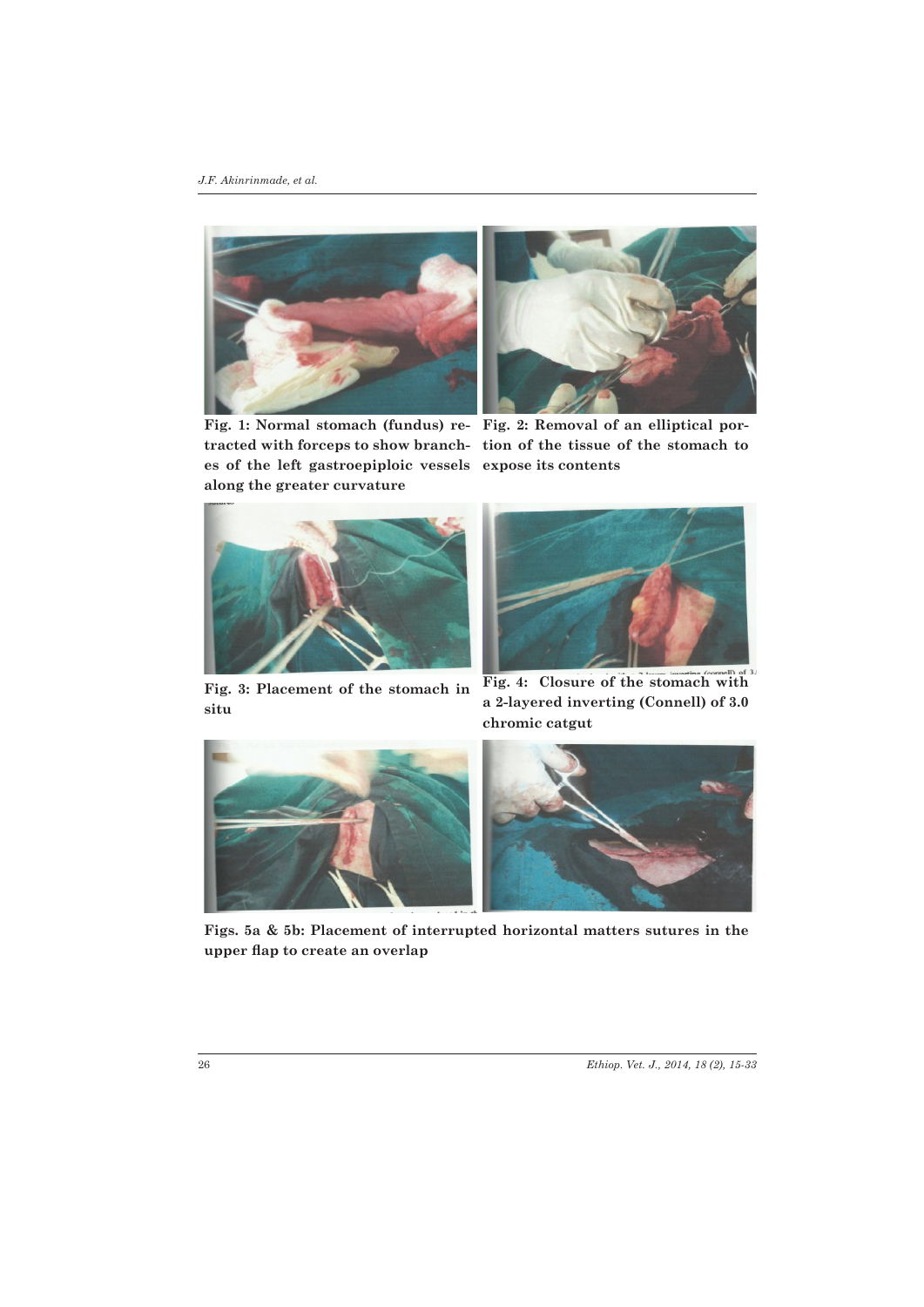Fig. 1: Normal stomach (fundus) retracted with forceps to show branches of the left gastroepiploic vessels along the greater curvature

Fig. 2: Removal of an elliptical portion of the tissue of the stomach to expose its contents

Fig. 3: Placement of the stomach in situ

Fig. 4: Closure of the stomach with a 2-layered inverting (Connell) of 3.0 chromic catgut

Figs. 5a & 5b: Placement of interrupted horizontal matters sutures in the upper flap to create an overlap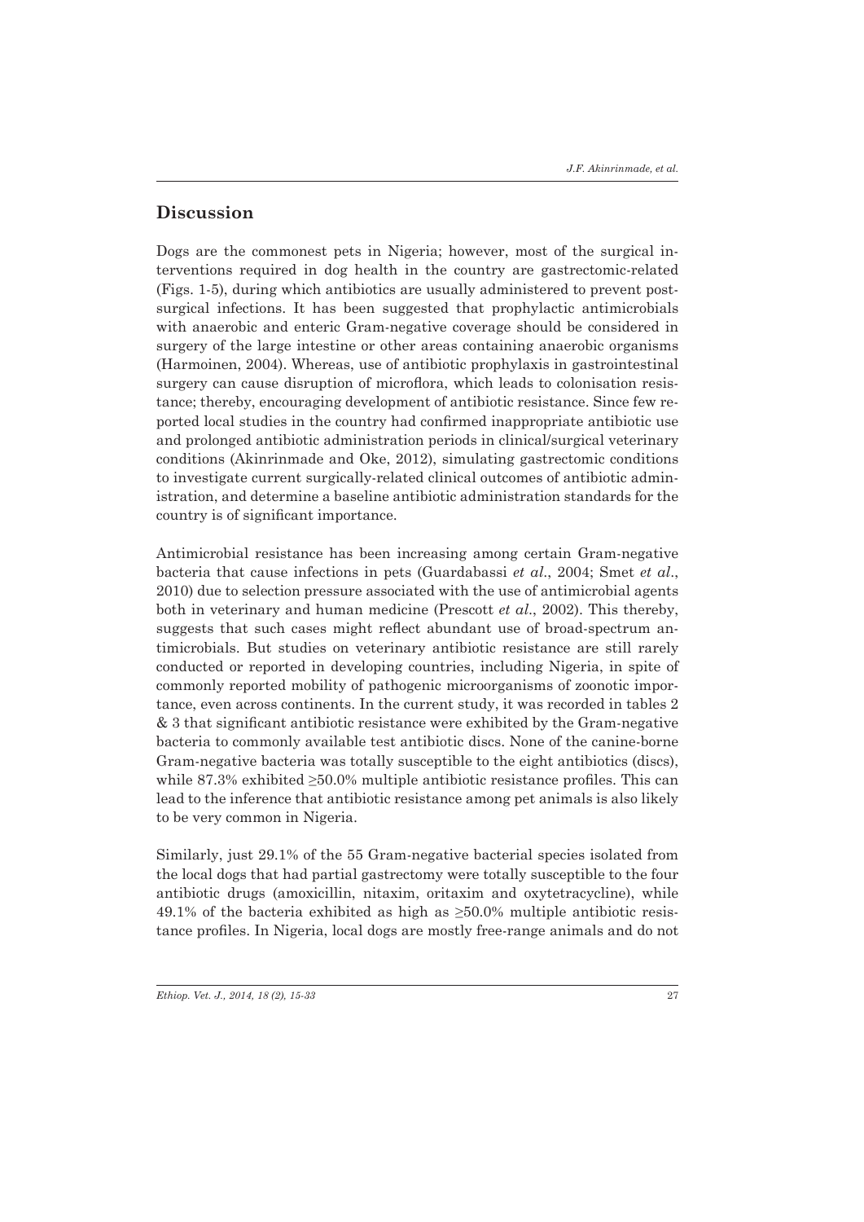## Discussion

Dogs are the commonest pets in Nigeria; however, most of the surgical interventions required in dog health in the country are gastrectomic-related (Figs. 1-5), during which antibiotics are usually administered to prevent post-surgical infections. It has been suggested that prophylactic antimicrobials with anaerobic and enteric Gram-negative coverage should be considered in surgery of the large intestine or other areas containing anaerobic organisms (Harmoinen, 2004). Whereas, use of antibiotic prophylaxis in gastrointestinal surgery can cause disruption of microflora, which leads to colonisation resistance; thereby, encouraging development of antibiotic resistance. Since few reported local studies in the country had confirmed inappropriate antibiotic use and prolonged antibiotic administration periods in clinical/surgical veterinary conditions (Akinrinmade and Oke, 2012), simulating gastrectomic conditions to investigate current surgically-related clinical outcomes of antibiotic administration, and determine a baseline antibiotic administration standards for the country is of significant importance.

Antimicrobial resistance has been increasing among certain Gram-negative bacteria that cause infections in pets (Guardabassi *et al*., 2004; Smet *et al*., 2010) due to selection pressure associated with the use of antimicrobial agents both in veterinary and human medicine (Prescott *et al*., 2002). This thereby, suggests that such cases might reflect abundant use of broad-spectrum antimicrobials. But studies on veterinary antibiotic resistance are still rarely conducted or reported in developing countries, including Nigeria, in spite of commonly reported mobility of pathogenic microorganisms of zoonotic importance, even across continents. In the current study, it was recorded in tables 2 & 3 that significant antibiotic resistance were exhibited by the Gram-negative bacteria to commonly available test antibiotic discs. None of the canine-borne Gram-negative bacteria was totally susceptible to the eight antibiotics (discs), while 87.3% exhibited ≥50.0% multiple antibiotic resistance profiles. This can lead to the inference that antibiotic resistance among pet animals is also likely to be very common in Nigeria.

Similarly, just 29.1% of the 55 Gram-negative bacterial species isolated from the local dogs that had partial gastrectomy were totally susceptible to the four antibiotic drugs (amoxicillin, nitaxim, oritaxim and oxytetracycline), while 49.1% of the bacteria exhibited as high as ≥50.0% multiple antibiotic resistance profiles. In Nigeria, local dogs are mostly free-range animals and do not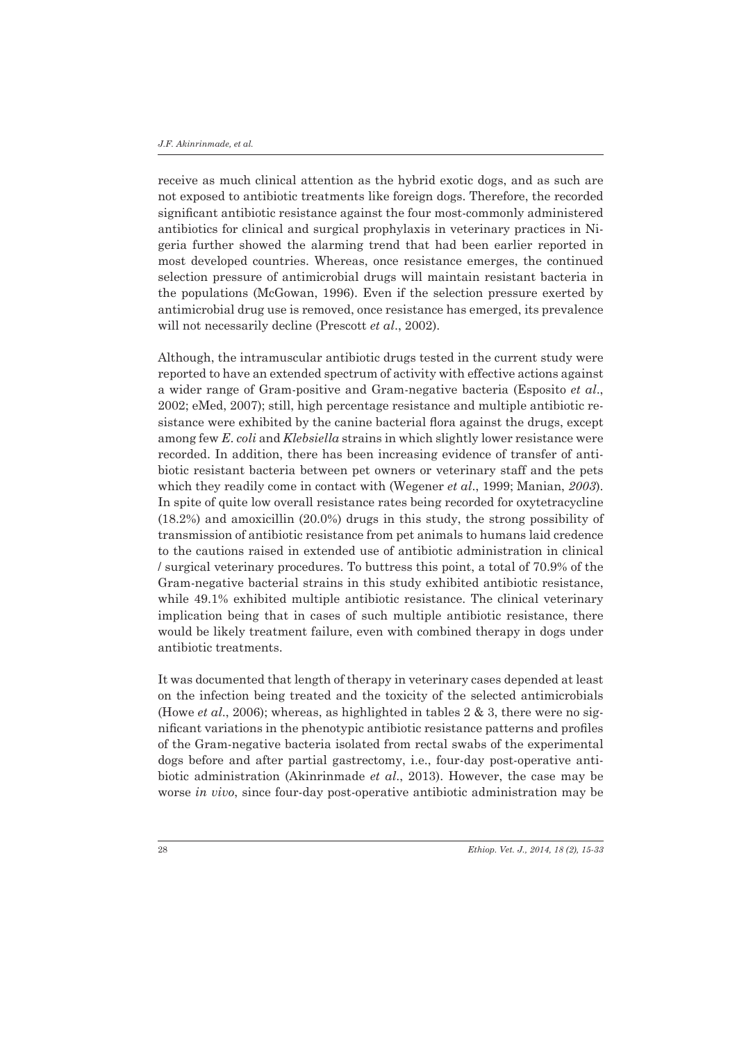receive as much clinical attention as the hybrid exotic dogs, and as such are not exposed to antibiotic treatments like foreign dogs. Therefore, the recorded significant antibiotic resistance against the four most-commonly administered antibiotics for clinical and surgical prophylaxis in veterinary practices in Nigeria further showed the alarming trend that had been earlier reported in most developed countries. Whereas, once resistance emerges, the continued selection pressure of antimicrobial drugs will maintain resistant bacteria in the populations (McGowan, 1996). Even if the selection pressure exerted by antimicrobial drug use is removed, once resistance has emerged, its prevalence will not necessarily decline (Prescott *et al*., 2002).

Although, the intramuscular antibiotic drugs tested in the current study were reported to have an extended spectrum of activity with effective actions against a wider range of Gram-positive and Gram-negative bacteria (Esposito *et al*., 2002; eMed, 2007); still, high percentage resistance and multiple antibiotic resistance were exhibited by the canine bacterial flora against the drugs, except among few *E. coli* and *Klebsiella* strains in which slightly lower resistance were recorded. In addition, there has been increasing evidence of transfer of antibiotic resistant bacteria between pet owners or veterinary staff and the pets which they readily come in contact with (Wegener *et al*., 1999; Manian, *2003*). In spite of quite low overall resistance rates being recorded for oxytetracycline (18.2%) and amoxicillin (20.0%) drugs in this study, the strong possibility of transmission of antibiotic resistance from pet animals to humans laid credence to the cautions raised in extended use of antibiotic administration in clinical / surgical veterinary procedures. To buttress this point, a total of 70.9% of the Gram-negative bacterial strains in this study exhibited antibiotic resistance, while 49.1% exhibited multiple antibiotic resistance. The clinical veterinary implication being that in cases of such multiple antibiotic resistance, there would be likely treatment failure, even with combined therapy in dogs under antibiotic treatments.

It was documented that length of therapy in veterinary cases depended at least on the infection being treated and the toxicity of the selected antimicrobials (Howe *et al*., 2006); whereas, as highlighted in tables 2 & 3, there were no significant variations in the phenotypic antibiotic resistance patterns and profiles of the Gram-negative bacteria isolated from rectal swabs of the experimental dogs before and after partial gastrectomy, i.e., four-day post-operative antibiotic administration (Akinrinmade *et al*., 2013). However, the case may be worse *in vivo*, since four-day post-operative antibiotic administration may be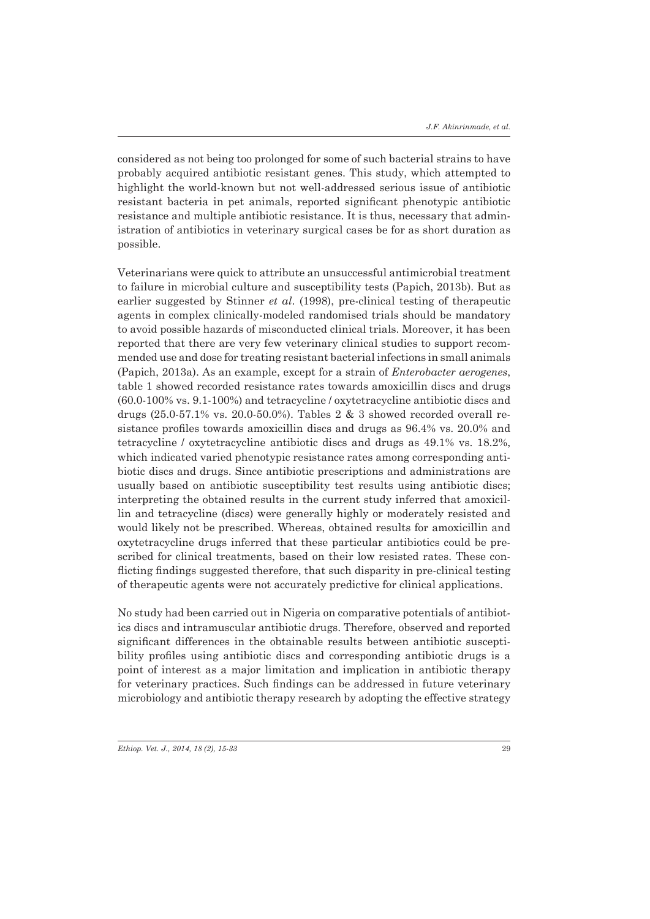considered as not being too prolonged for some of such bacterial strains to have probably acquired antibiotic resistant genes. This study, which attempted to highlight the world-known but not well-addressed serious issue of antibiotic resistant bacteria in pet animals, reported significant phenotypic antibiotic resistance and multiple antibiotic resistance. It is thus, necessary that administration of antibiotics in veterinary surgical cases be for as short duration as possible.

Veterinarians were quick to attribute an unsuccessful antimicrobial treatment to failure in microbial culture and susceptibility tests (Papich, 2013b). But as earlier suggested by Stinner *et al*. (1998), pre-clinical testing of therapeutic agents in complex clinically-modeled randomised trials should be mandatory to avoid possible hazards of misconducted clinical trials. Moreover, it has been reported that there are very few veterinary clinical studies to support recommended use and dose for treating resistant bacterial infections in small animals (Papich, 2013a). As an example, except for a strain of *Enterobacter aerogenes*, table 1 showed recorded resistance rates towards amoxicillin discs and drugs (60.0-100% vs. 9.1-100%) and tetracycline / oxytetracycline antibiotic discs and drugs (25.0-57.1% vs. 20.0-50.0%). Tables 2 & 3 showed recorded overall resistance profiles towards amoxicillin discs and drugs as 96.4% vs. 20.0% and tetracycline / oxytetracycline antibiotic discs and drugs as 49.1% vs. 18.2%, which indicated varied phenotypic resistance rates among corresponding antibiotic discs and drugs. Since antibiotic prescriptions and administrations are usually based on antibiotic susceptibility test results using antibiotic discs; interpreting the obtained results in the current study inferred that amoxicillin and tetracycline (discs) were generally highly or moderately resisted and would likely not be prescribed. Whereas, obtained results for amoxicillin and oxytetracycline drugs inferred that these particular antibiotics could be prescribed for clinical treatments, based on their low resisted rates. These conflicting findings suggested therefore, that such disparity in pre-clinical testing of therapeutic agents were not accurately predictive for clinical applications.

No study had been carried out in Nigeria on comparative potentials of antibiotics discs and intramuscular antibiotic drugs. Therefore, observed and reported significant differences in the obtainable results between antibiotic susceptibility profiles using antibiotic discs and corresponding antibiotic drugs is a point of interest as a major limitation and implication in antibiotic therapy for veterinary practices. Such findings can be addressed in future veterinary microbiology and antibiotic therapy research by adopting the effective strategy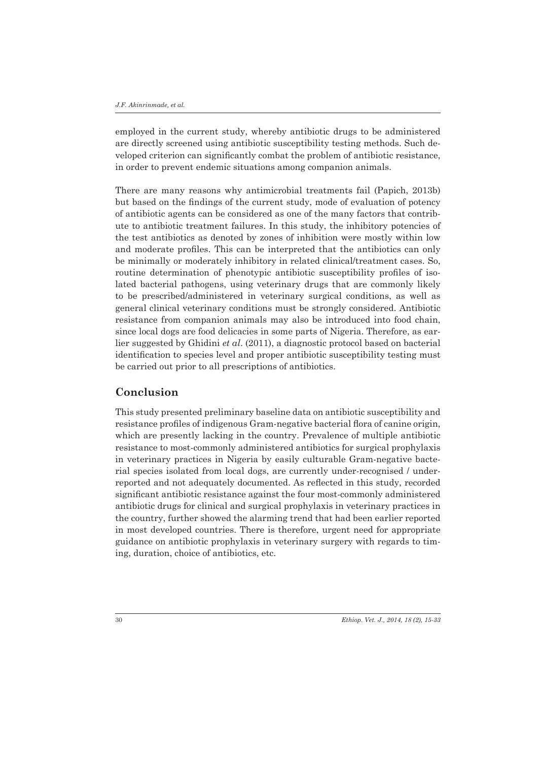employed in the current study, whereby antibiotic drugs to be administered are directly screened using antibiotic susceptibility testing methods. Such developed criterion can significantly combat the problem of antibiotic resistance, in order to prevent endemic situations among companion animals.

There are many reasons why antimicrobial treatments fail (Papich, 2013b) but based on the findings of the current study, mode of evaluation of potency of antibiotic agents can be considered as one of the many factors that contribute to antibiotic treatment failures. In this study, the inhibitory potencies of the test antibiotics as denoted by zones of inhibition were mostly within low and moderate profiles. This can be interpreted that the antibiotics can only be minimally or moderately inhibitory in related clinical/treatment cases. So, routine determination of phenotypic antibiotic susceptibility profiles of isolated bacterial pathogens, using veterinary drugs that are commonly likely to be prescribed/administered in veterinary surgical conditions, as well as general clinical veterinary conditions must be strongly considered. Antibiotic resistance from companion animals may also be introduced into food chain, since local dogs are food delicacies in some parts of Nigeria. Therefore, as earlier suggested by Ghidini *et al*. (2011), a diagnostic protocol based on bacterial identification to species level and proper antibiotic susceptibility testing must be carried out prior to all prescriptions of antibiotics.

## Conclusion

This study presented preliminary baseline data on antibiotic susceptibility and resistance profiles of indigenous Gram-negative bacterial flora of canine origin, which are presently lacking in the country. Prevalence of multiple antibiotic resistance to most-commonly administered antibiotics for surgical prophylaxis in veterinary practices in Nigeria by easily culturable Gram-negative bacterial species isolated from local dogs, are currently under-recognised / under-reported and not adequately documented. As reflected in this study, recorded significant antibiotic resistance against the four most-commonly administered antibiotic drugs for clinical and surgical prophylaxis in veterinary practices in the country, further showed the alarming trend that had been earlier reported in most developed countries. There is therefore, urgent need for appropriate guidance on antibiotic prophylaxis in veterinary surgery with regards to timing, duration, choice of antibiotics, etc.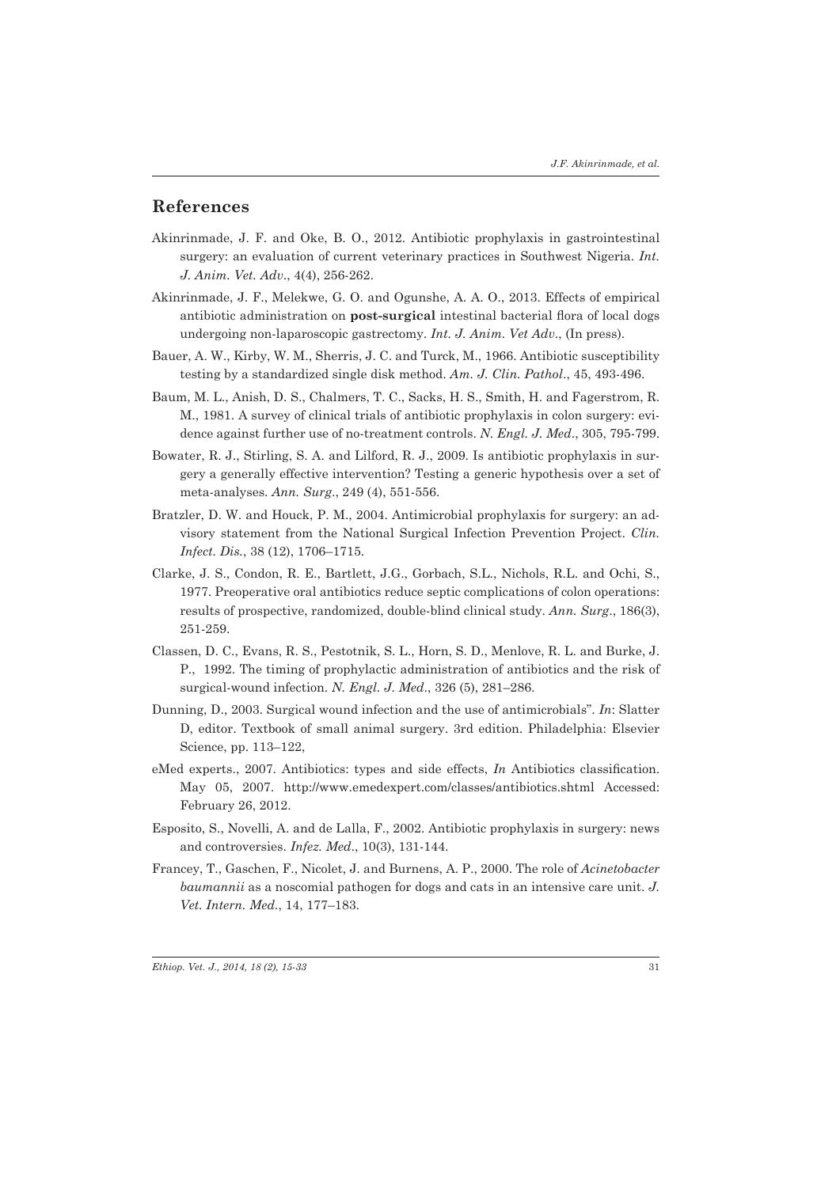## References

Akinrinmade, J. F. and Oke, B. O., 2012. Antibiotic prophylaxis in gastrointestinal surgery: an evaluation of current veterinary practices in Southwest Nigeria. *Int. J. Anim. Vet. Adv*., 4(4), 256-262.

Akinrinmade, J. F., Melekwe, G. O. and Ogunshe, A. A. O., 2013. Effects of empirical antibiotic administration on **post-surgical** intestinal bacterial flora of local dogs undergoing non-laparoscopic gastrectomy. *Int. J. Anim. Vet Adv*., (In press).

Bauer, A. W., Kirby, W. M., Sherris, J. C. and Turck, M., 1966. Antibiotic susceptibility testing by a standardized single disk method. *Am. J. Clin. Pathol*., 45, 493-496.

Baum, M. L., Anish, D. S., Chalmers, T. C., Sacks, H. S., Smith, H. and Fagerstrom, R. M., 1981. A survey of clinical trials of antibiotic prophylaxis in colon surgery: evidence against further use of no-treatment controls. *N. Engl. J. Med*., 305, 795-799.

Bowater, R. J., Stirling, S. A. and Lilford, R. J., 2009. Is antibiotic prophylaxis in surgery a generally effective intervention? Testing a generic hypothesis over a set of meta-analyses. *Ann. Surg*., 249 (4), 551-556.

Bratzler, D. W. and Houck, P. M., 2004. Antimicrobial prophylaxis for surgery: an advisory statement from the National Surgical Infection Prevention Project. *Clin. Infect. Dis*., 38 (12), 1706–1715.

Clarke, J. S., Condon, R. E., Bartlett, J.G., Gorbach, S.L., Nichols, R.L. and Ochi, S., 1977. Preoperative oral antibiotics reduce septic complications of colon operations: results of prospective, randomized, double-blind clinical study. *Ann. Surg*., 186(3), 251-259.

Classen, D. C., Evans, R. S., Pestotnik, S. L., Horn, S. D., Menlove, R. L. and Burke, J. P., 1992. The timing of prophylactic administration of antibiotics and the risk of surgical-wound infection. *N. Engl. J. Med*., 326 (5), 281–286.

Dunning, D., 2003. Surgical wound infection and the use of antimicrobials". *In*: Slatter D, editor. Textbook of small animal surgery. 3rd edition. Philadelphia: Elsevier Science, pp. 113–122,

eMed experts., 2007. Antibiotics: types and side effects, *In* Antibiotics classification. May 05, 2007. http://www.emedexpert.com/classes/antibiotics.shtml Accessed: February 26, 2012.

Esposito, S., Novelli, A. and de Lalla, F., 2002. Antibiotic prophylaxis in surgery: news and controversies. *Infez. Med*., 10(3), 131-144.

Francey, T., Gaschen, F., Nicolet, J. and Burnens, A. P., 2000. The role of *Acinetobacter baumannii* as a noscomial pathogen for dogs and cats in an intensive care unit. *J. Vet. Intern. Med*., 14, 177–183.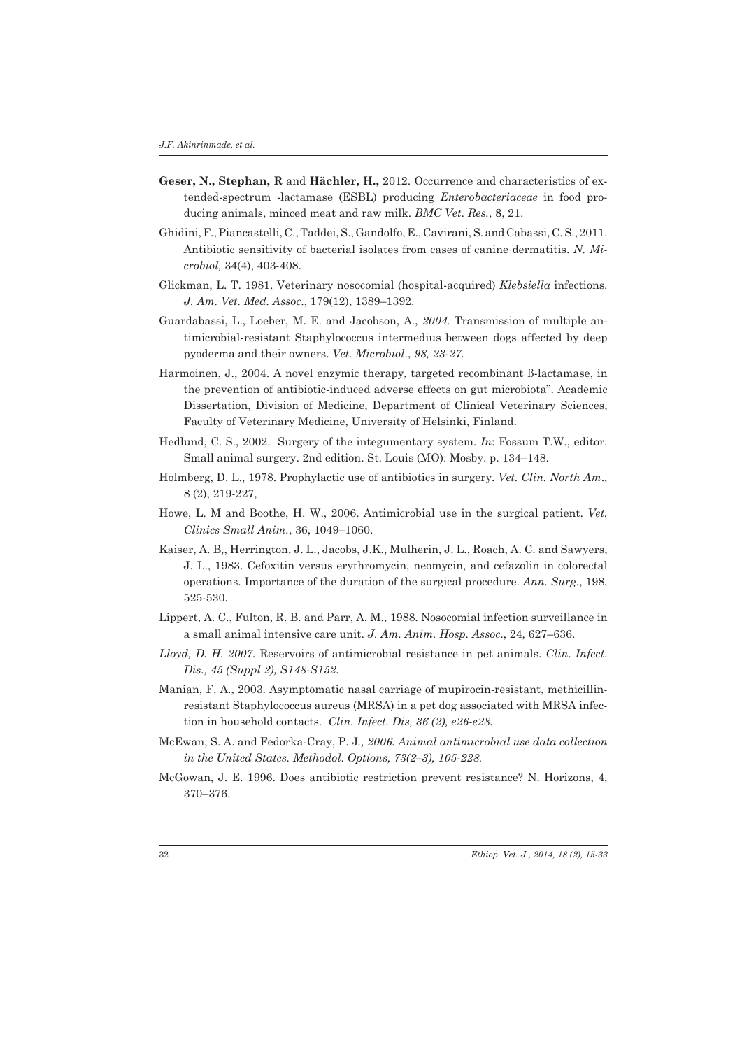**Geser, N., Stephan, R** and **Hächler, H.,** 2012. Occurrence and characteristics of extended-spectrum -lactamase (ESBL) producing *Enterobacteriaceae* in food producing animals, minced meat and raw milk. *BMC Vet. Res.*, **8**, 21.

Ghidini, F., Piancastelli, C., Taddei, S., Gandolfo, E., Cavirani, S. and Cabassi, C. S., 2011. Antibiotic sensitivity of bacterial isolates from cases of canine dermatitis. *N. Microbiol,* 34(4), 403-408.

Glickman, L. T. 1981. Veterinary nosocomial (hospital-acquired) *Klebsiella* infections. *J. Am. Vet. Med. Assoc.*, 179(12), 1389–1392.

Guardabassi, L., Loeber, M. E. and Jacobson, A., *2004.* Transmission of multiple antimicrobial-resistant Staphylococcus intermedius between dogs affected by deep pyoderma and their owners. *Vet. Microbiol., 98, 23-27.*

Harmoinen, J., 2004. A novel enzymic therapy, targeted recombinant ß-lactamase, in the prevention of antibiotic-induced adverse effects on gut microbiota". Academic Dissertation, Division of Medicine, Department of Clinical Veterinary Sciences, Faculty of Veterinary Medicine, University of Helsinki, Finland.

Hedlund, C. S., 2002. Surgery of the integumentary system. *In*: Fossum T.W., editor. Small animal surgery. 2nd edition. St. Louis (MO): Mosby. p. 134–148.

Holmberg, D. L., 1978. Prophylactic use of antibiotics in surgery. *Vet. Clin. North Am.*, 8 (2), 219-227,

Howe, L. M and Boothe, H. W., 2006. Antimicrobial use in the surgical patient. *Vet. Clinics Small Anim.*, 36, 1049–1060.

Kaiser, A. B,, Herrington, J. L., Jacobs, J.K., Mulherin, J. L., Roach, A. C. and Sawyers, J. L., 1983. Cefoxitin versus erythromycin, neomycin, and cefazolin in colorectal operations. Importance of the duration of the surgical procedure. *Ann. Surg.*, 198, 525-530.

Lippert, A. C., Fulton, R. B. and Parr, A. M., 1988. Nosocomial infection surveillance in a small animal intensive care unit. *J. Am. Anim. Hosp. Assoc.*, 24, 627–636.

*Lloyd, D. H. 2007.* Reservoirs of antimicrobial resistance in pet animals. *Clin. Infect. Dis., 45 (Suppl 2), S148-S152.*

Manian, F. A., 2003. Asymptomatic nasal carriage of mupirocin-resistant, methicillin-resistant Staphylococcus aureus (MRSA) in a pet dog associated with MRSA infection in household contacts. *Clin. Infect. Dis, 36 (2), e26-e28.*

McEwan, S. A. and Fedorka-Cray, P. J.*, 2006. Animal antimicrobial use data collection in the United States. Methodol. Options, 73(2–3), 105-228.*

McGowan, J. E. 1996. Does antibiotic restriction prevent resistance? N. Horizons, 4, 370–376.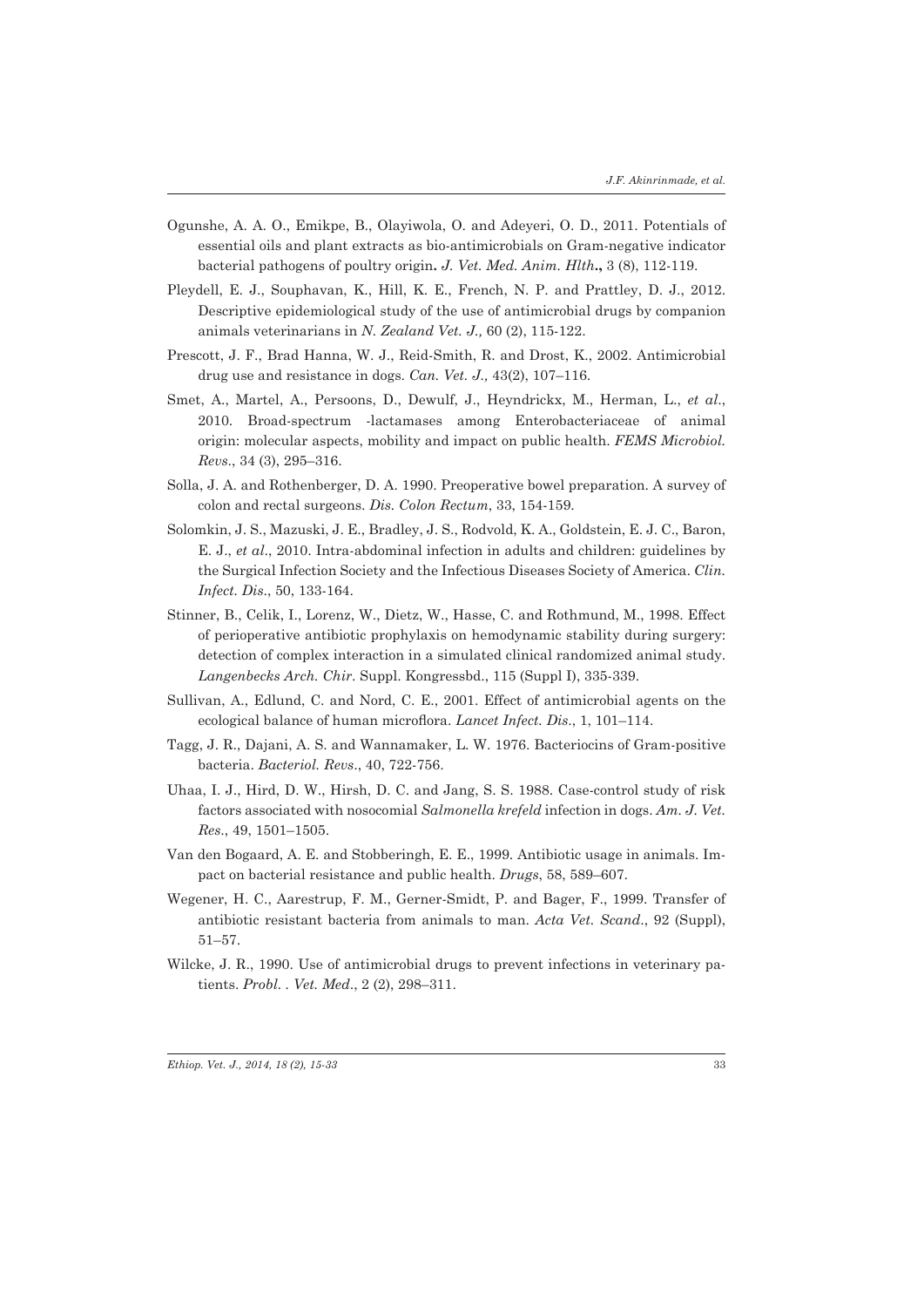Ogunshe, A. A. O., Emikpe, B., Olayiwola, O. and Adeyeri, O. D., 2011. Potentials of essential oils and plant extracts as bio-antimicrobials on Gram-negative indicator bacterial pathogens of poultry origin**.** *J. Vet. Med. Anim. Hlth***.,** 3 (8), 112-119.

Pleydell, E. J., Souphavan, K., Hill, K. E., French, N. P. and Prattley, D. J., 2012. Descriptive epidemiological study of the use of antimicrobial drugs by companion animals veterinarians in *N. Zealand Vet. J.,* 60 (2), 115-122.

Prescott, J. F., Brad Hanna, W. J., Reid-Smith, R. and Drost, K., 2002. Antimicrobial drug use and resistance in dogs. *Can. Vet. J.,* 43(2), 107–116.

Smet, A., Martel, A., Persoons, D., Dewulf, J., Heyndrickx, M., Herman, L., *et al*., 2010. Broad-spectrum -lactamases among Enterobacteriaceae of animal origin: molecular aspects, mobility and impact on public health. *FEMS Microbiol. Revs*., 34 (3), 295–316.

Solla, J. A. and Rothenberger, D. A. 1990. Preoperative bowel preparation. A survey of colon and rectal surgeons. *Dis. Colon Rectum*, 33, 154-159.

Solomkin, J. S., Mazuski, J. E., Bradley, J. S., Rodvold, K. A., Goldstein, E. J. C., Baron, E. J., *et al*., 2010. Intra-abdominal infection in adults and children: guidelines by the Surgical Infection Society and the Infectious Diseases Society of America. *Clin. Infect. Dis*., 50, 133-164.

Stinner, B., Celik, I., Lorenz, W., Dietz, W., Hasse, C. and Rothmund, M., 1998. Effect of perioperative antibiotic prophylaxis on hemodynamic stability during surgery: detection of complex interaction in a simulated clinical randomized animal study. *Langenbecks Arch. Chir*. Suppl. Kongressbd., 115 (Suppl I), 335-339.

Sullivan, A., Edlund, C. and Nord, C. E., 2001. Effect of antimicrobial agents on the ecological balance of human microflora. *Lancet Infect. Dis*., 1, 101–114.

Tagg, J. R., Dajani, A. S. and Wannamaker, L. W. 1976. Bacteriocins of Gram-positive bacteria. *Bacteriol. Revs*., 40, 722-756.

Uhaa, I. J., Hird, D. W., Hirsh, D. C. and Jang, S. S. 1988. Case-control study of risk factors associated with nosocomial *Salmonella krefeld* infection in dogs. *Am. J. Vet. Res*., 49, 1501–1505.

Van den Bogaard, A. E. and Stobberingh, E. E., 1999. Antibiotic usage in animals. Impact on bacterial resistance and public health. *Drugs*, 58, 589–607.

Wegener, H. C., Aarestrup, F. M., Gerner-Smidt, P. and Bager, F., 1999. Transfer of antibiotic resistant bacteria from animals to man. *Acta Vet. Scand*., 92 (Suppl), 51–57.

Wilcke, J. R., 1990. Use of antimicrobial drugs to prevent infections in veterinary patients. *Probl. . Vet. Med*., 2 (2), 298–311.